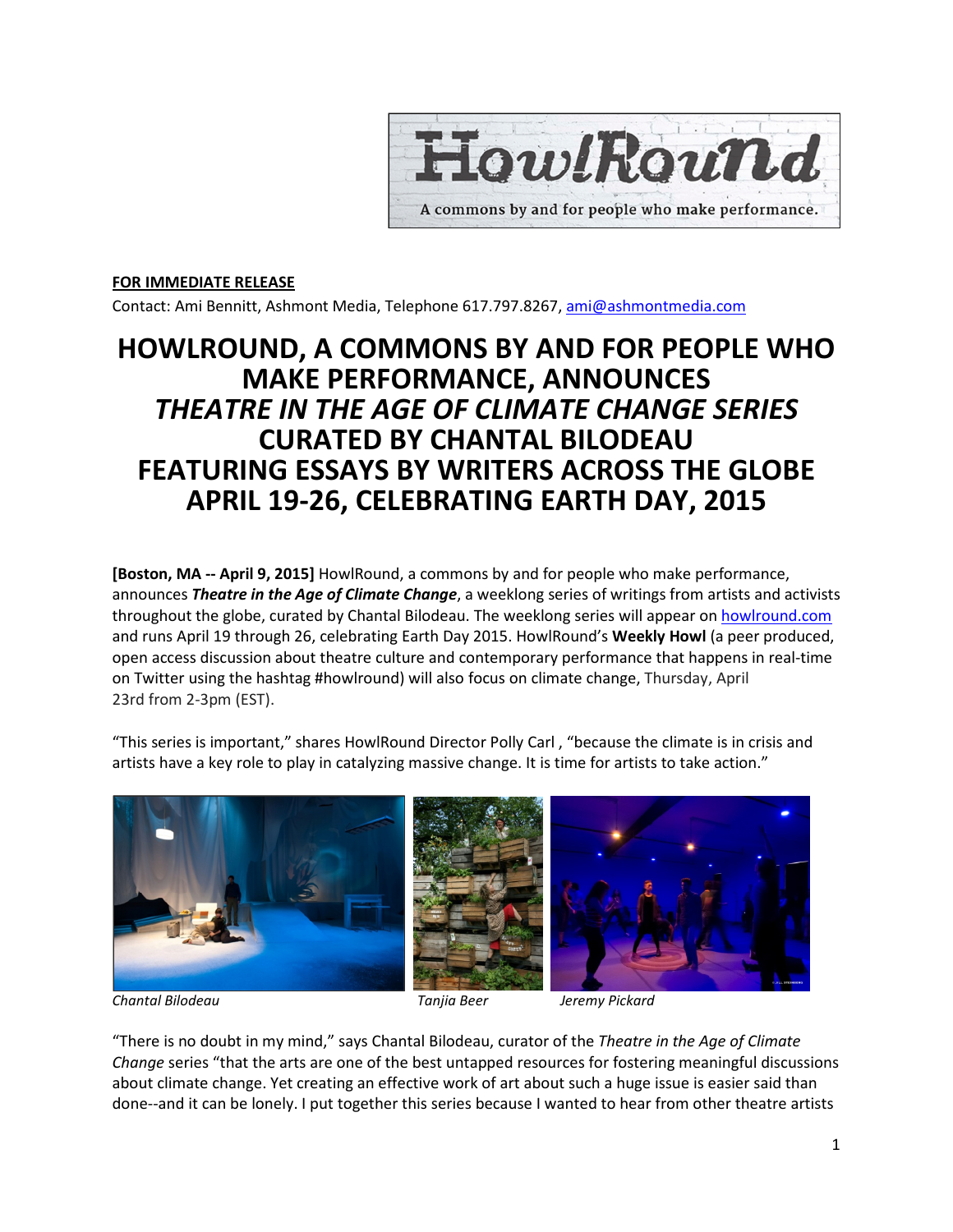**FOR IMMEDIATE RELEASE**

Contact: Ami Bennitt, Ashmont Media, Telephone 617.797.8267, ami@ashmontmedia.com

# HOWLROUND, A COMMONS BY AND FOR PEOPLE WHO MAKE PERFORMANCE, ANNOUNCES *THEATRE IN THE AGE OF CLIMATE CHANGE SERIES* CURATED BY CHANTAL BILODEAU FEATURING ESSAYS BY WRITERS ACROSS THE GLOBE APRIL 19-26, CELEBRATING EARTH DAY, 2015

**[Boston, MA -- April 9, 2015]** HowlRound, a commons by and for people who make performance, announces ***Theatre in the Age of Climate Change***, a weeklong series of writings from artists and activists throughout the globe, curated by Chantal Bilodeau. The weeklong series will appear on howlround.com and runs April 19 through 26, celebrating Earth Day 2015. HowlRound's **Weekly Howl** (a peer produced, open access discussion about theatre culture and contemporary performance that happens in real-time on Twitter using the hashtag #howlround) will also focus on climate change, Thursday, April 23rd from 2-3pm (EST).

"This series is important," shares HowlRound Director Polly Carl , "because the climate is in crisis and artists have a key role to play in catalyzing massive change. It is time for artists to take action."

*Chantal Bilodeau* *Tanjia Beer* *Jeremy Pickard*

"There is no doubt in my mind," says Chantal Bilodeau, curator of the *Theatre in the Age of Climate Change* series "that the arts are one of the best untapped resources for fostering meaningful discussions about climate change. Yet creating an effective work of art about such a huge issue is easier said than done--and it can be lonely. I put together this series because I wanted to hear from other theatre artists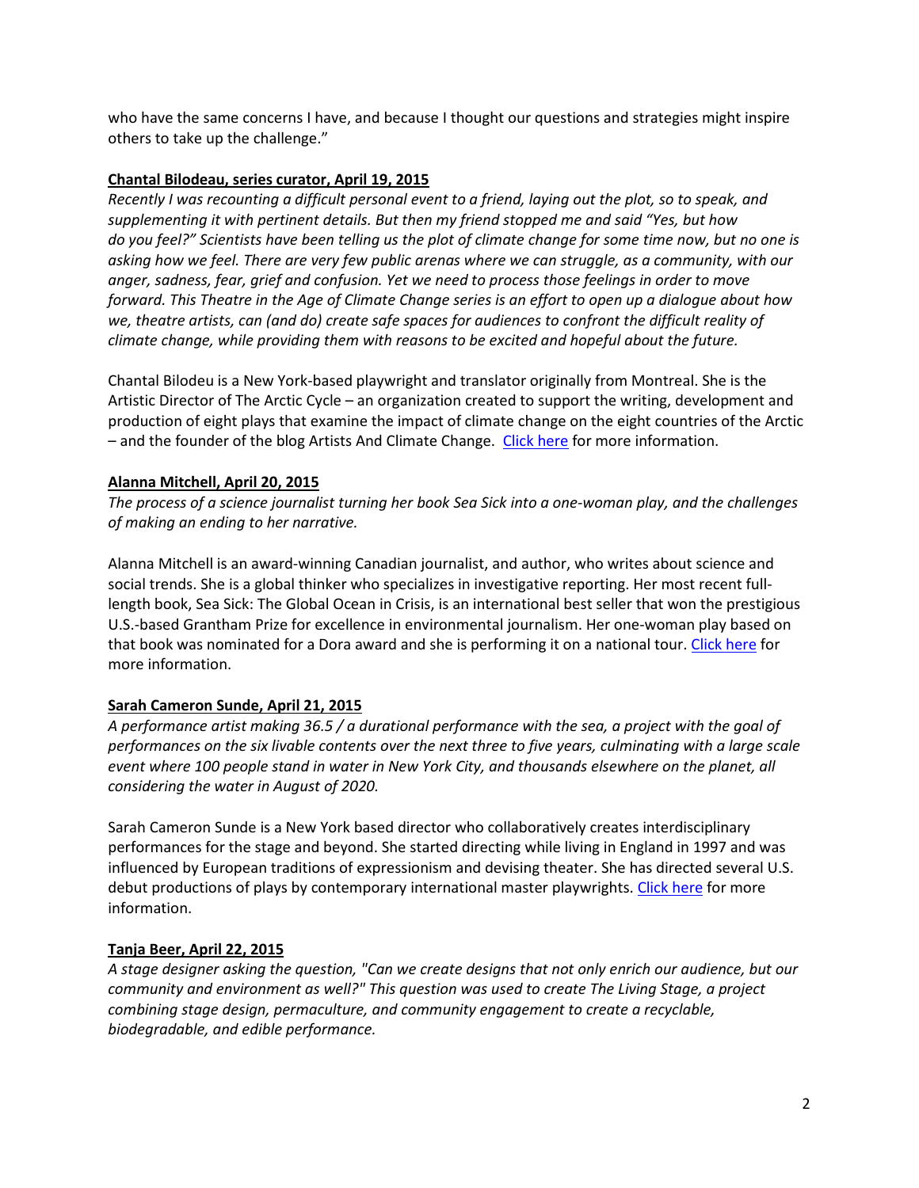who have the same concerns I have, and because I thought our questions and strategies might inspire others to take up the challenge."

**<u>Chantal Bilodeau, series curator, April 19, 2015</u>**

*Recently I was recounting a difficult personal event to a friend, laying out the plot, so to speak, and supplementing it with pertinent details. But then my friend stopped me and said "Yes, but how do you feel?" Scientists have been telling us the plot of climate change for some time now, but no one is asking how we feel. There are very few public arenas where we can struggle, as a community, with our anger, sadness, fear, grief and confusion. Yet we need to process those feelings in order to move forward. This Theatre in the Age of Climate Change series is an effort to open up a dialogue about how we, theatre artists, can (and do) create safe spaces for audiences to confront the difficult reality of climate change, while providing them with reasons to be excited and hopeful about the future.*

Chantal Bilodeu is a New York-based playwright and translator originally from Montreal. She is the Artistic Director of The Arctic Cycle – an organization created to support the writing, development and production of eight plays that examine the impact of climate change on the eight countries of the Arctic – and the founder of the blog Artists And Climate Change. Click here for more information.

**<u>Alanna Mitchell, April 20, 2015</u>**

*The process of a science journalist turning her book Sea Sick into a one-woman play, and the challenges of making an ending to her narrative.*

Alanna Mitchell is an award-winning Canadian journalist, and author, who writes about science and social trends. She is a global thinker who specializes in investigative reporting. Her most recent full-length book, Sea Sick: The Global Ocean in Crisis, is an international best seller that won the prestigious U.S.-based Grantham Prize for excellence in environmental journalism. Her one-woman play based on that book was nominated for a Dora award and she is performing it on a national tour. Click here for more information.

**<u>Sarah Cameron Sunde, April 21, 2015</u>**

*A performance artist making 36.5 / a durational performance with the sea, a project with the goal of performances on the six livable contents over the next three to five years, culminating with a large scale event where 100 people stand in water in New York City, and thousands elsewhere on the planet, all considering the water in August of 2020.*

Sarah Cameron Sunde is a New York based director who collaboratively creates interdisciplinary performances for the stage and beyond. She started directing while living in England in 1997 and was influenced by European traditions of expressionism and devising theater. She has directed several U.S. debut productions of plays by contemporary international master playwrights. Click here for more information.

**<u>Tanja Beer, April 22, 2015</u>**

*A stage designer asking the question, "Can we create designs that not only enrich our audience, but our community and environment as well?" This question was used to create The Living Stage, a project combining stage design, permaculture, and community engagement to create a recyclable, biodegradable, and edible performance.*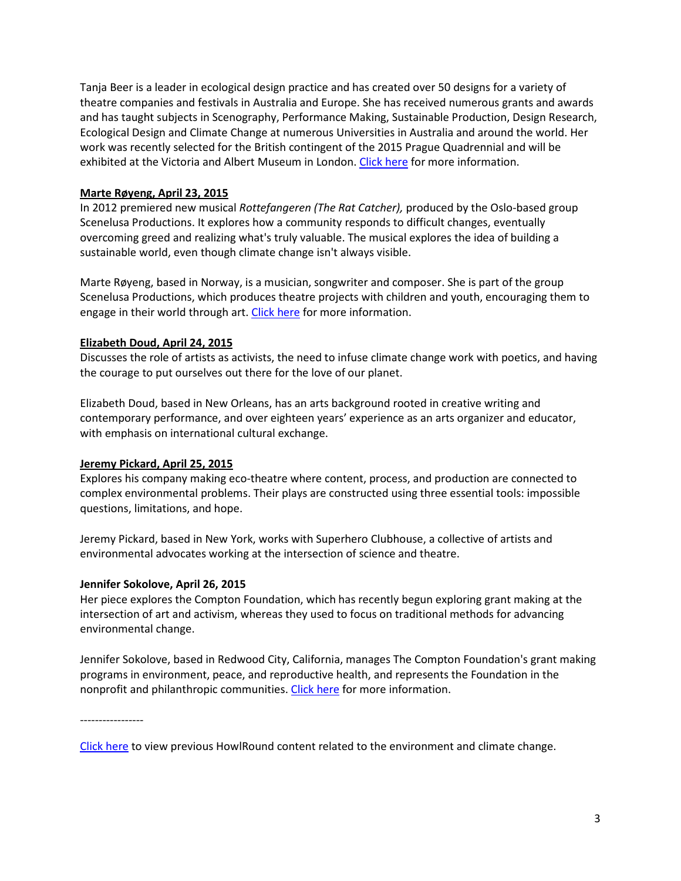Tanja Beer is a leader in ecological design practice and has created over 50 designs for a variety of theatre companies and festivals in Australia and Europe. She has received numerous grants and awards and has taught subjects in Scenography, Performance Making, Sustainable Production, Design Research, Ecological Design and Climate Change at numerous Universities in Australia and around the world. Her work was recently selected for the British contingent of the 2015 Prague Quadrennial and will be exhibited at the Victoria and Albert Museum in London. Click here for more information.

**Marte Røyeng, April 23, 2015**

In 2012 premiered new musical *Rottefangeren (The Rat Catcher),* produced by the Oslo-based group Scenelusa Productions. It explores how a community responds to difficult changes, eventually overcoming greed and realizing what's truly valuable. The musical explores the idea of building a sustainable world, even though climate change isn't always visible.

Marte Røyeng, based in Norway, is a musician, songwriter and composer. She is part of the group Scenelusa Productions, which produces theatre projects with children and youth, encouraging them to engage in their world through art. Click here for more information.

**Elizabeth Doud, April 24, 2015**

Discusses the role of artists as activists, the need to infuse climate change work with poetics, and having the courage to put ourselves out there for the love of our planet.

Elizabeth Doud, based in New Orleans, has an arts background rooted in creative writing and contemporary performance, and over eighteen years' experience as an arts organizer and educator, with emphasis on international cultural exchange.

**Jeremy Pickard, April 25, 2015**

Explores his company making eco-theatre where content, process, and production are connected to complex environmental problems. Their plays are constructed using three essential tools: impossible questions, limitations, and hope.

Jeremy Pickard, based in New York, works with Superhero Clubhouse, a collective of artists and environmental advocates working at the intersection of science and theatre.

**Jennifer Sokolove, April 26, 2015**

Her piece explores the Compton Foundation, which has recently begun exploring grant making at the intersection of art and activism, whereas they used to focus on traditional methods for advancing environmental change.

Jennifer Sokolove, based in Redwood City, California, manages The Compton Foundation's grant making programs in environment, peace, and reproductive health, and represents the Foundation in the nonprofit and philanthropic communities. Click here for more information.

-----------------

Click here to view previous HowlRound content related to the environment and climate change.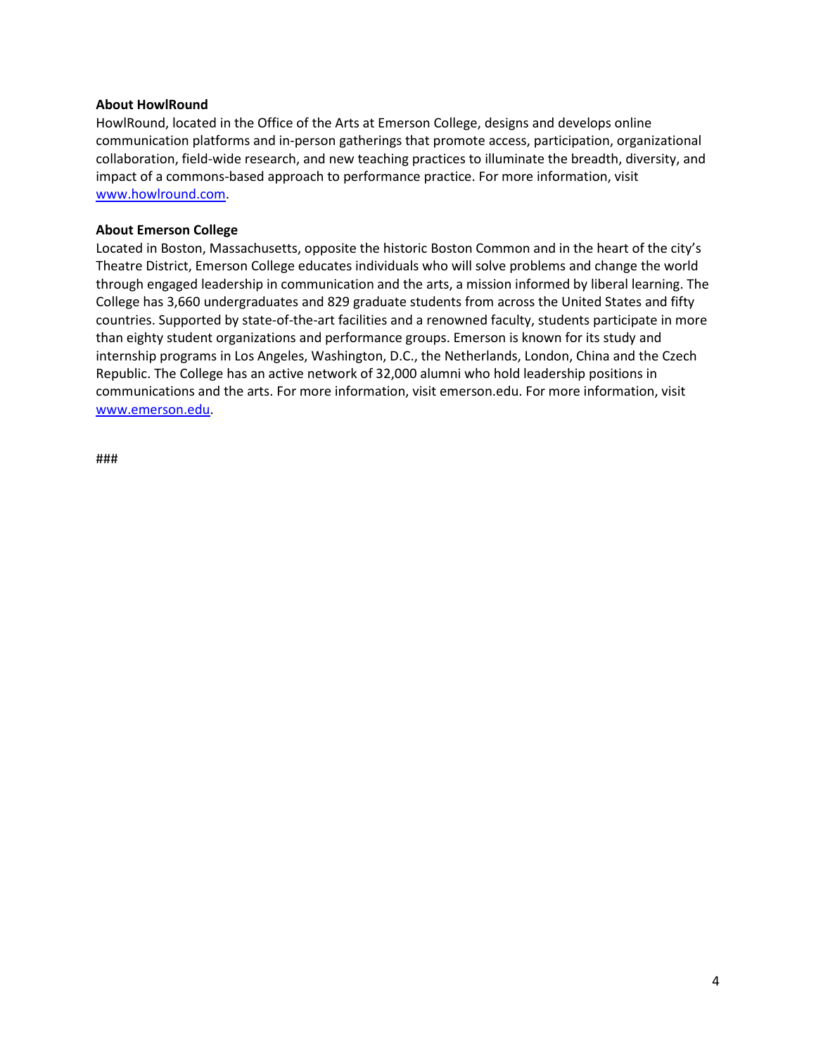**About HowlRound**

HowlRound, located in the Office of the Arts at Emerson College, designs and develops online communication platforms and in-person gatherings that promote access, participation, organizational collaboration, field-wide research, and new teaching practices to illuminate the breadth, diversity, and impact of a commons-based approach to performance practice. For more information, visit www.howlround.com.

**About Emerson College**

Located in Boston, Massachusetts, opposite the historic Boston Common and in the heart of the city's Theatre District, Emerson College educates individuals who will solve problems and change the world through engaged leadership in communication and the arts, a mission informed by liberal learning. The College has 3,660 undergraduates and 829 graduate students from across the United States and fifty countries. Supported by state-of-the-art facilities and a renowned faculty, students participate in more than eighty student organizations and performance groups. Emerson is known for its study and internship programs in Los Angeles, Washington, D.C., the Netherlands, London, China and the Czech Republic. The College has an active network of 32,000 alumni who hold leadership positions in communications and the arts. For more information, visit emerson.edu. For more information, visit www.emerson.edu.

###